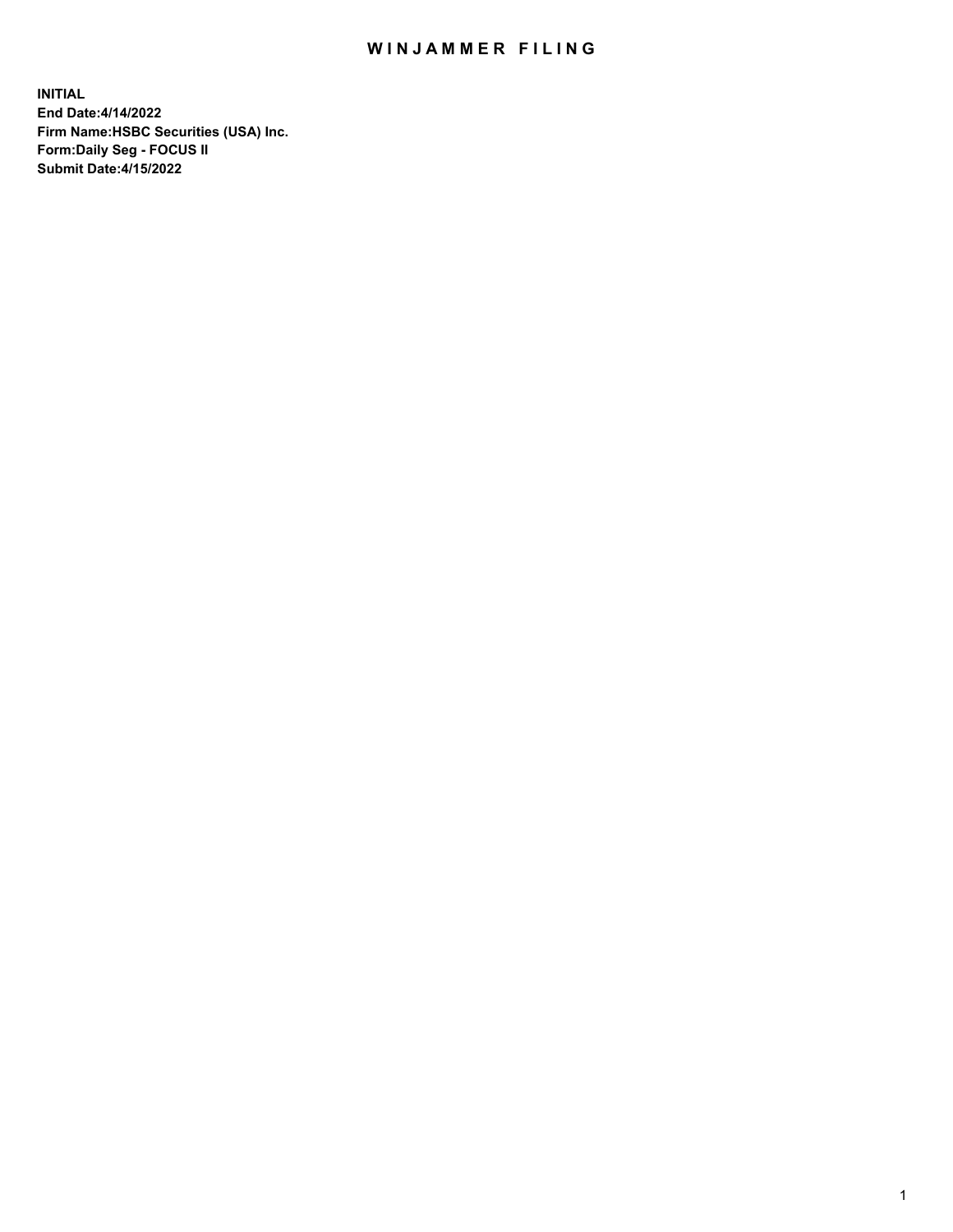# WINJAMMER FILING

**INITIAL**
**End Date:4/14/2022**
**Firm Name:HSBC Securities (USA) Inc.**
**Form:Daily Seg - FOCUS II**
**Submit Date:4/15/2022**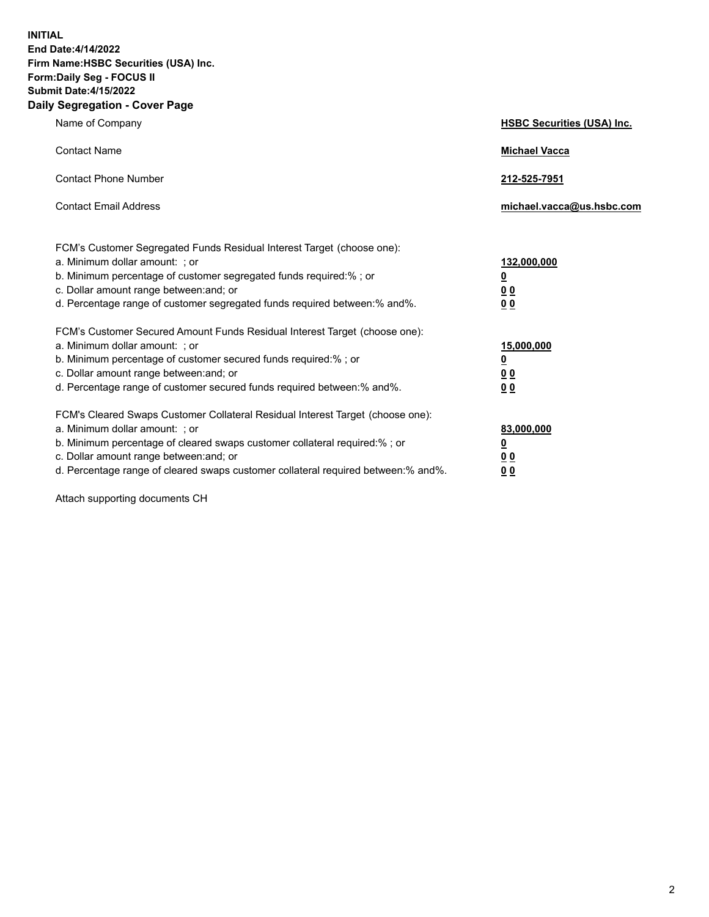**INITIAL**
**End Date:4/14/2022**
**Firm Name:HSBC Securities (USA) Inc.**
**Form:Daily Seg - FOCUS II**
**Submit Date:4/15/2022**

## Daily Segregation - Cover Page

| | |
|---|---|
| Name of Company | **HSBC Securities (USA) Inc.** |
| Contact Name | **Michael Vacca** |
| Contact Phone Number | **212-525-7951** |
| Contact Email Address | **michael.vacca@us.hsbc.com** |

| | |
|---|---|
| FCM's Customer Segregated Funds Residual Interest Target (choose one): | |
| a. Minimum dollar amount: ; or | **132,000,000** |
| b. Minimum percentage of customer segregated funds required:% ; or | **0** |
| c. Dollar amount range between:and; or | **0 0** |
| d. Percentage range of customer segregated funds required between:% and%. | **0 0** |
| FCM's Customer Secured Amount Funds Residual Interest Target (choose one): | |
| a. Minimum dollar amount: ; or | **15,000,000** |
| b. Minimum percentage of customer secured funds required:% ; or | **0** |
| c. Dollar amount range between:and; or | **0 0** |
| d. Percentage range of customer secured funds required between:% and%. | **0 0** |
| FCM's Cleared Swaps Customer Collateral Residual Interest Target (choose one): | |
| a. Minimum dollar amount: ; or | **83,000,000** |
| b. Minimum percentage of cleared swaps customer collateral required:% ; or | **0** |
| c. Dollar amount range between:and; or | **0 0** |
| d. Percentage range of cleared swaps customer collateral required between:% and%. | **0 0** |

Attach supporting documents CH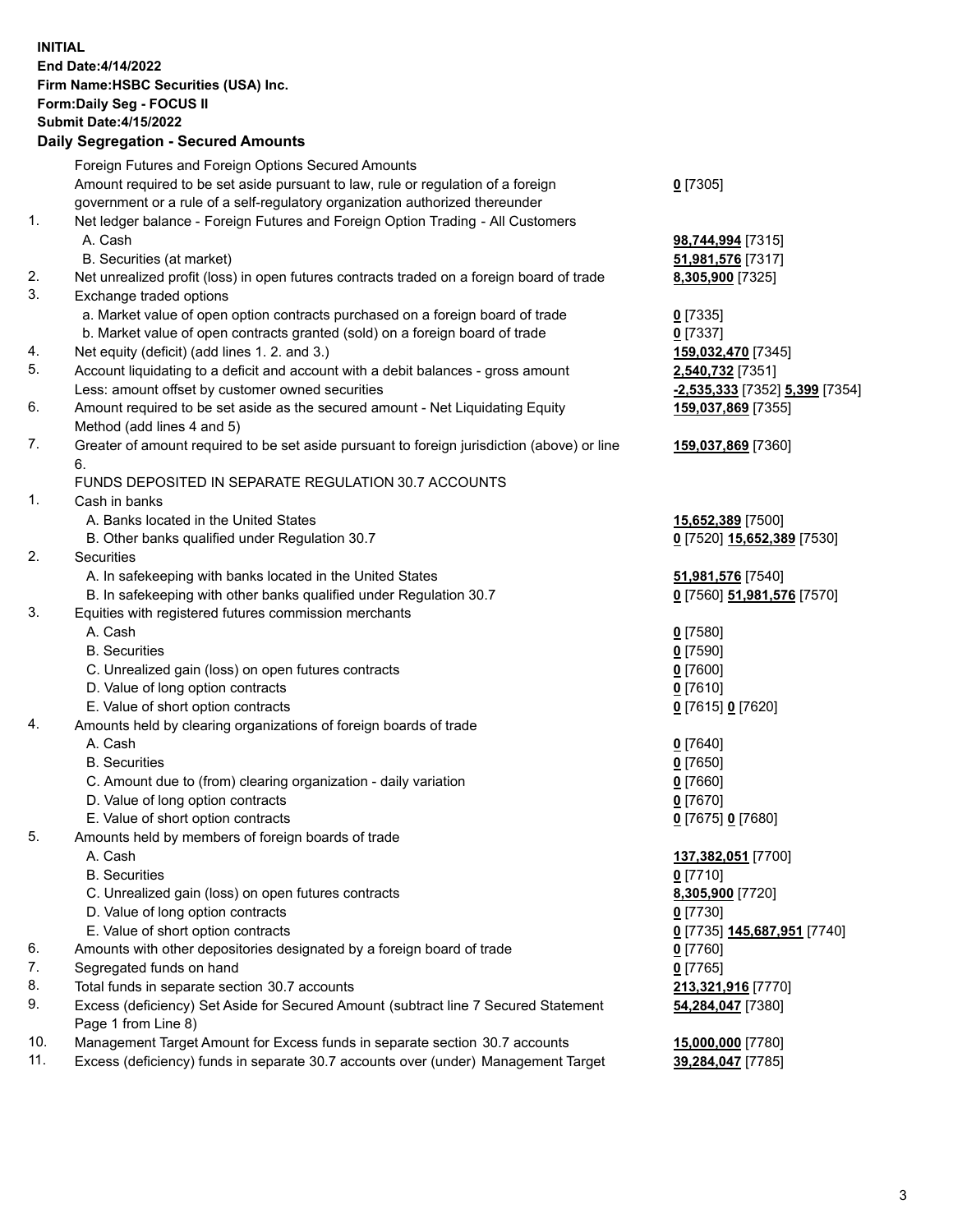**INITIAL**
**End Date:4/14/2022**
**Firm Name:HSBC Securities (USA) Inc.**
**Form:Daily Seg - FOCUS II**
**Submit Date:4/15/2022**

## Daily Segregation - Secured Amounts

| | | |
|---|---|---|
| | Foreign Futures and Foreign Options Secured Amounts | |
| | Amount required to be set aside pursuant to law, rule or regulation of a foreign government or a rule of a self-regulatory organization authorized thereunder | **0** [7305] |
| 1. | Net ledger balance - Foreign Futures and Foreign Option Trading - All Customers | |
| | A. Cash | **98,744,994** [7315] |
| | B. Securities (at market) | **51,981,576** [7317] |
| 2. | Net unrealized profit (loss) in open futures contracts traded on a foreign board of trade | **8,305,900** [7325] |
| 3. | Exchange traded options | |
| | a. Market value of open option contracts purchased on a foreign board of trade | **0** [7335] |
| | b. Market value of open contracts granted (sold) on a foreign board of trade | **0** [7337] |
| 4. | Net equity (deficit) (add lines 1. 2. and 3.) | **159,032,470** [7345] |
| 5. | Account liquidating to a deficit and account with a debit balances - gross amount | **2,540,732** [7351] |
| | Less: amount offset by customer owned securities | **-2,535,333** [7352] **5,399** [7354] |
| 6. | Amount required to be set aside as the secured amount - Net Liquidating Equity Method (add lines 4 and 5) | **159,037,869** [7355] |
| 7. | Greater of amount required to be set aside pursuant to foreign jurisdiction (above) or line 6. | **159,037,869** [7360] |
| | FUNDS DEPOSITED IN SEPARATE REGULATION 30.7 ACCOUNTS | |
| 1. | Cash in banks | |
| | A. Banks located in the United States | **15,652,389** [7500] |
| | B. Other banks qualified under Regulation 30.7 | **0** [7520] **15,652,389** [7530] |
| 2. | Securities | |
| | A. In safekeeping with banks located in the United States | **51,981,576** [7540] |
| | B. In safekeeping with other banks qualified under Regulation 30.7 | **0** [7560] **51,981,576** [7570] |
| 3. | Equities with registered futures commission merchants | |
| | A. Cash | **0** [7580] |
| | B. Securities | **0** [7590] |
| | C. Unrealized gain (loss) on open futures contracts | **0** [7600] |
| | D. Value of long option contracts | **0** [7610] |
| | E. Value of short option contracts | **0** [7615] **0** [7620] |
| 4. | Amounts held by clearing organizations of foreign boards of trade | |
| | A. Cash | **0** [7640] |
| | B. Securities | **0** [7650] |
| | C. Amount due to (from) clearing organization - daily variation | **0** [7660] |
| | D. Value of long option contracts | **0** [7670] |
| | E. Value of short option contracts | **0** [7675] **0** [7680] |
| 5. | Amounts held by members of foreign boards of trade | |
| | A. Cash | **137,382,051** [7700] |
| | B. Securities | **0** [7710] |
| | C. Unrealized gain (loss) on open futures contracts | **8,305,900** [7720] |
| | D. Value of long option contracts | **0** [7730] |
| | E. Value of short option contracts | **0** [7735] **145,687,951** [7740] |
| 6. | Amounts with other depositories designated by a foreign board of trade | **0** [7760] |
| 7. | Segregated funds on hand | **0** [7765] |
| 8. | Total funds in separate section 30.7 accounts | **213,321,916** [7770] |
| 9. | Excess (deficiency) Set Aside for Secured Amount (subtract line 7 Secured Statement Page 1 from Line 8) | **54,284,047** [7380] |
| 10. | Management Target Amount for Excess funds in separate section 30.7 accounts | **15,000,000** [7780] |
| 11. | Excess (deficiency) funds in separate 30.7 accounts over (under) Management Target | **39,284,047** [7785] |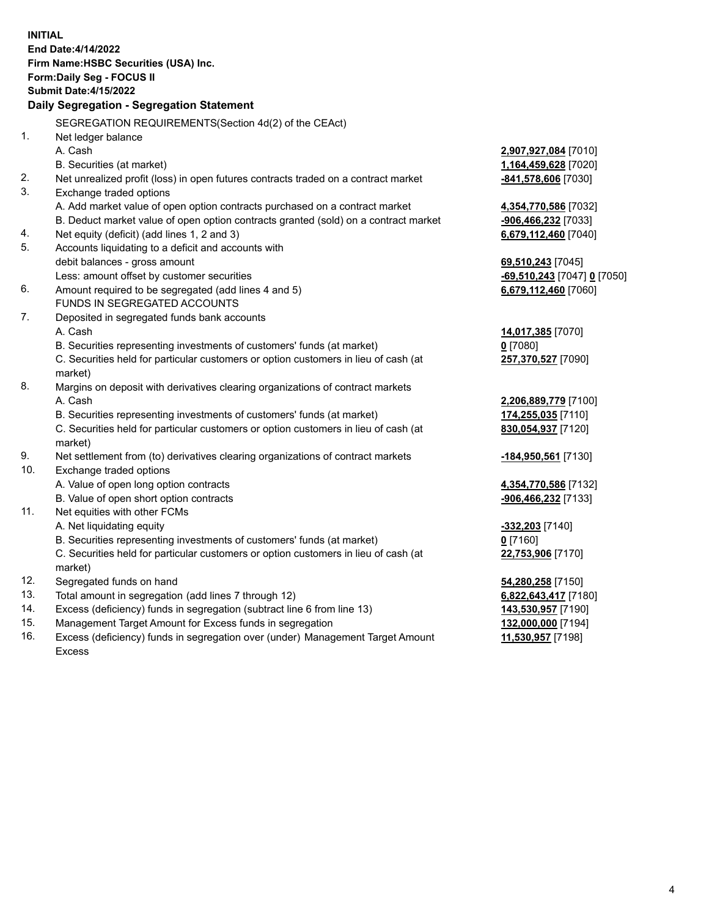**INITIAL**
**End Date:4/14/2022**
**Firm Name:HSBC Securities (USA) Inc.**
**Form:Daily Seg - FOCUS II**
**Submit Date:4/15/2022**

## Daily Segregation - Segregation Statement

SEGREGATION REQUIREMENTS(Section 4d(2) of the CEAct)

| | | |
|---|---|---|
| 1. | Net ledger balance | |
| | A. Cash | **2,907,927,084** [7010] |
| | B. Securities (at market) | **1,164,459,628** [7020] |
| 2. | Net unrealized profit (loss) in open futures contracts traded on a contract market | **-841,578,606** [7030] |
| 3. | Exchange traded options | |
| | A. Add market value of open option contracts purchased on a contract market | **4,354,770,586** [7032] |
| | B. Deduct market value of open option contracts granted (sold) on a contract market | **-906,466,232** [7033] |
| 4. | Net equity (deficit) (add lines 1, 2 and 3) | **6,679,112,460** [7040] |
| 5. | Accounts liquidating to a deficit and accounts with debit balances - gross amount | **69,510,243** [7045] |
| | Less: amount offset by customer securities | **-69,510,243** [7047] **0** [7050] |
| 6. | Amount required to be segregated (add lines 4 and 5) | **6,679,112,460** [7060] |
| | FUNDS IN SEGREGATED ACCOUNTS | |
| 7. | Deposited in segregated funds bank accounts | |
| | A. Cash | **14,017,385** [7070] |
| | B. Securities representing investments of customers' funds (at market) | **0** [7080] |
| | C. Securities held for particular customers or option customers in lieu of cash (at market) | **257,370,527** [7090] |
| 8. | Margins on deposit with derivatives clearing organizations of contract markets | |
| | A. Cash | **2,206,889,779** [7100] |
| | B. Securities representing investments of customers' funds (at market) | **174,255,035** [7110] |
| | C. Securities held for particular customers or option customers in lieu of cash (at market) | **830,054,937** [7120] |
| 9. | Net settlement from (to) derivatives clearing organizations of contract markets | **-184,950,561** [7130] |
| 10. | Exchange traded options | |
| | A. Value of open long option contracts | **4,354,770,586** [7132] |
| | B. Value of open short option contracts | **-906,466,232** [7133] |
| 11. | Net equities with other FCMs | |
| | A. Net liquidating equity | **-332,203** [7140] |
| | B. Securities representing investments of customers' funds (at market) | **0** [7160] |
| | C. Securities held for particular customers or option customers in lieu of cash (at market) | **22,753,906** [7170] |
| 12. | Segregated funds on hand | **54,280,258** [7150] |
| 13. | Total amount in segregation (add lines 7 through 12) | **6,822,643,417** [7180] |
| 14. | Excess (deficiency) funds in segregation (subtract line 6 from line 13) | **143,530,957** [7190] |
| 15. | Management Target Amount for Excess funds in segregation | **132,000,000** [7194] |
| 16. | Excess (deficiency) funds in segregation over (under) Management Target Amount Excess | **11,530,957** [7198] |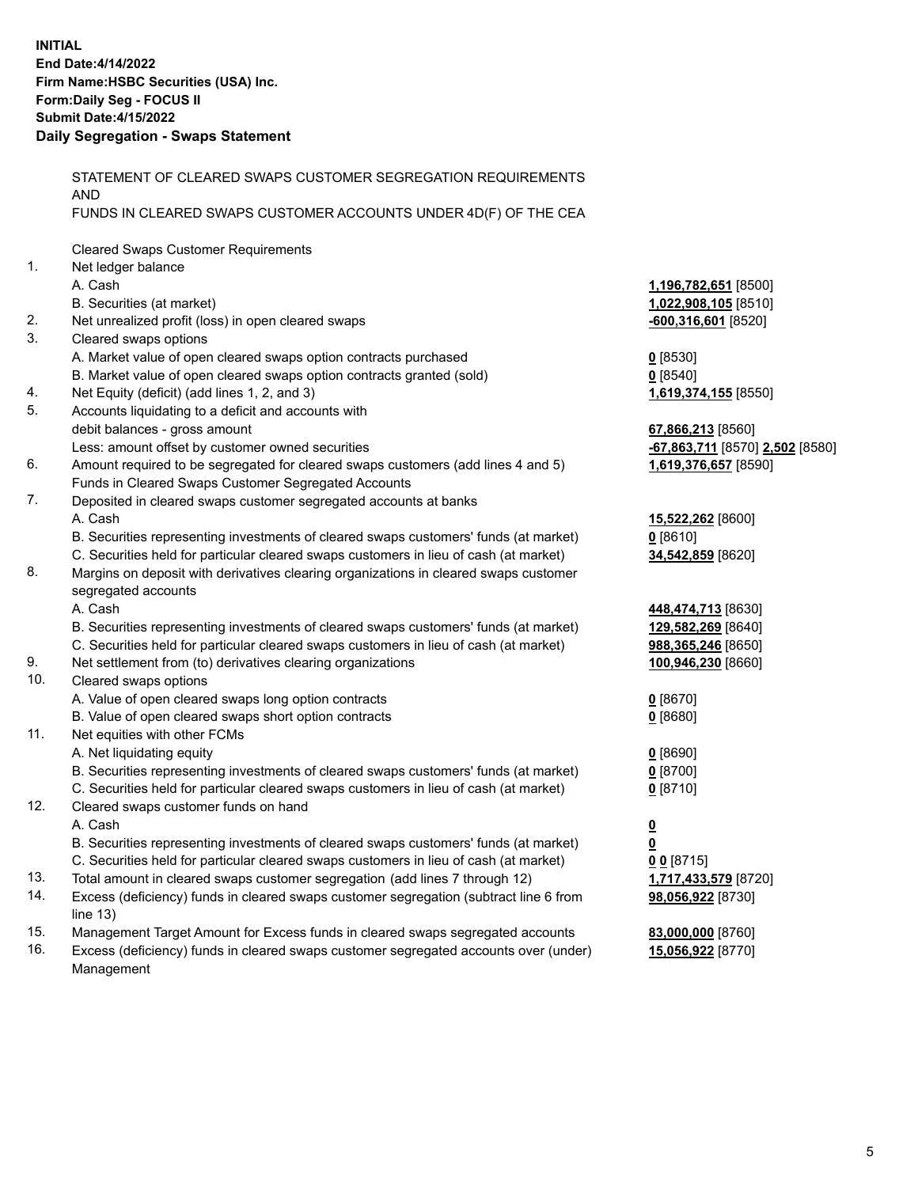**INITIAL**
**End Date:4/14/2022**
**Firm Name:HSBC Securities (USA) Inc.**
**Form:Daily Seg - FOCUS II**
**Submit Date:4/15/2022**
**Daily Segregation - Swaps Statement**

STATEMENT OF CLEARED SWAPS CUSTOMER SEGREGATION REQUIREMENTS AND FUNDS IN CLEARED SWAPS CUSTOMER ACCOUNTS UNDER 4D(F) OF THE CEA

| | | |
|---|---|---|
| | Cleared Swaps Customer Requirements | |
| 1. | Net ledger balance | |
| | A. Cash | **1,196,782,651** [8500] |
| | B. Securities (at market) | **1,022,908,105** [8510] |
| 2. | Net unrealized profit (loss) in open cleared swaps | **-600,316,601** [8520] |
| 3. | Cleared swaps options | |
| | A. Market value of open cleared swaps option contracts purchased | **0** [8530] |
| | B. Market value of open cleared swaps option contracts granted (sold) | **0** [8540] |
| 4. | Net Equity (deficit) (add lines 1, 2, and 3) | **1,619,374,155** [8550] |
| 5. | Accounts liquidating to a deficit and accounts with debit balances - gross amount | **67,866,213** [8560] |
| | Less: amount offset by customer owned securities | **-67,863,711** [8570] **2,502** [8580] |
| 6. | Amount required to be segregated for cleared swaps customers (add lines 4 and 5) | **1,619,376,657** [8590] |
| | Funds in Cleared Swaps Customer Segregated Accounts | |
| 7. | Deposited in cleared swaps customer segregated accounts at banks | |
| | A. Cash | **15,522,262** [8600] |
| | B. Securities representing investments of cleared swaps customers' funds (at market) | **0** [8610] |
| | C. Securities held for particular cleared swaps customers in lieu of cash (at market) | **34,542,859** [8620] |
| 8. | Margins on deposit with derivatives clearing organizations in cleared swaps customer segregated accounts | |
| | A. Cash | **448,474,713** [8630] |
| | B. Securities representing investments of cleared swaps customers' funds (at market) | **129,582,269** [8640] |
| | C. Securities held for particular cleared swaps customers in lieu of cash (at market) | **988,365,246** [8650] |
| 9. | Net settlement from (to) derivatives clearing organizations | **100,946,230** [8660] |
| 10. | Cleared swaps options | |
| | A. Value of open cleared swaps long option contracts | **0** [8670] |
| | B. Value of open cleared swaps short option contracts | **0** [8680] |
| 11. | Net equities with other FCMs | |
| | A. Net liquidating equity | **0** [8690] |
| | B. Securities representing investments of cleared swaps customers' funds (at market) | **0** [8700] |
| | C. Securities held for particular cleared swaps customers in lieu of cash (at market) | **0** [8710] |
| 12. | Cleared swaps customer funds on hand | |
| | A. Cash | **0** |
| | B. Securities representing investments of cleared swaps customers' funds (at market) | **0** |
| | C. Securities held for particular cleared swaps customers in lieu of cash (at market) | **0** **0** [8715] |
| 13. | Total amount in cleared swaps customer segregation (add lines 7 through 12) | **1,717,433,579** [8720] |
| 14. | Excess (deficiency) funds in cleared swaps customer segregation (subtract line 6 from line 13) | **98,056,922** [8730] |
| 15. | Management Target Amount for Excess funds in cleared swaps segregated accounts | **83,000,000** [8760] |
| 16. | Excess (deficiency) funds in cleared swaps customer segregated accounts over (under) Management | **15,056,922** [8770] |